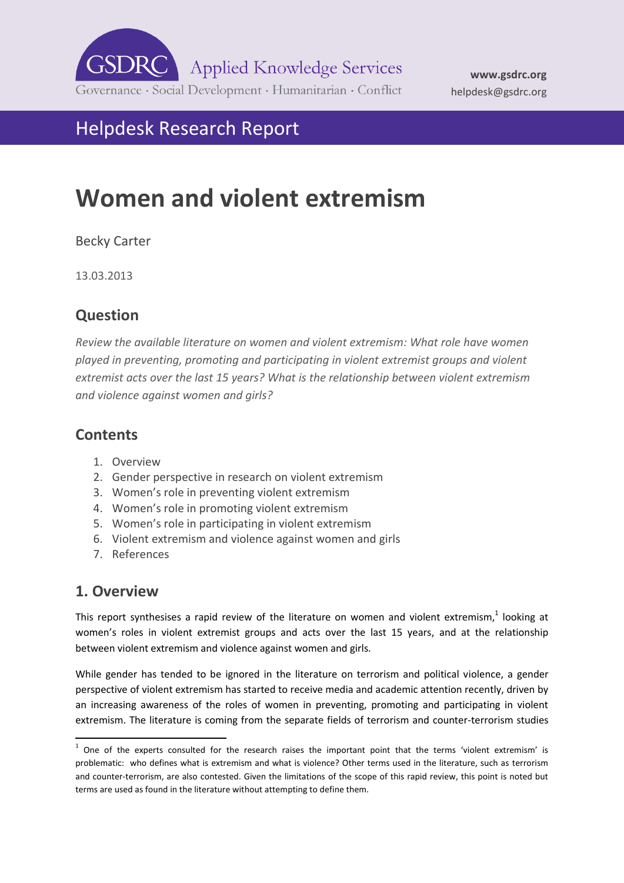GSDRC Applied Knowledge Services

Governance · Social Development · Humanitarian · Conflict

**www.gsdrc.org**
helpdesk@gsdrc.org

Helpdesk Research Report

# Women and violent extremism

Becky Carter

13.03.2013

## Question

*Review the available literature on women and violent extremism: What role have women played in preventing, promoting and participating in violent extremist groups and violent extremist acts over the last 15 years? What is the relationship between violent extremism and violence against women and girls?*

## Contents

1. Overview
2. Gender perspective in research on violent extremism
3. Women's role in preventing violent extremism
4. Women's role in promoting violent extremism
5. Women's role in participating in violent extremism
6. Violent extremism and violence against women and girls
7. References

## 1. Overview

This report synthesises a rapid review of the literature on women and violent extremism,[1] looking at women's roles in violent extremist groups and acts over the last 15 years, and at the relationship between violent extremism and violence against women and girls.

While gender has tended to be ignored in the literature on terrorism and political violence, a gender perspective of violent extremism has started to receive media and academic attention recently, driven by an increasing awareness of the roles of women in preventing, promoting and participating in violent extremism. The literature is coming from the separate fields of terrorism and counter-terrorism studies

[1] One of the experts consulted for the research raises the important point that the terms 'violent extremism' is problematic: who defines what is extremism and what is violence? Other terms used in the literature, such as terrorism and counter-terrorism, are also contested. Given the limitations of the scope of this rapid review, this point is noted but terms are used as found in the literature without attempting to define them.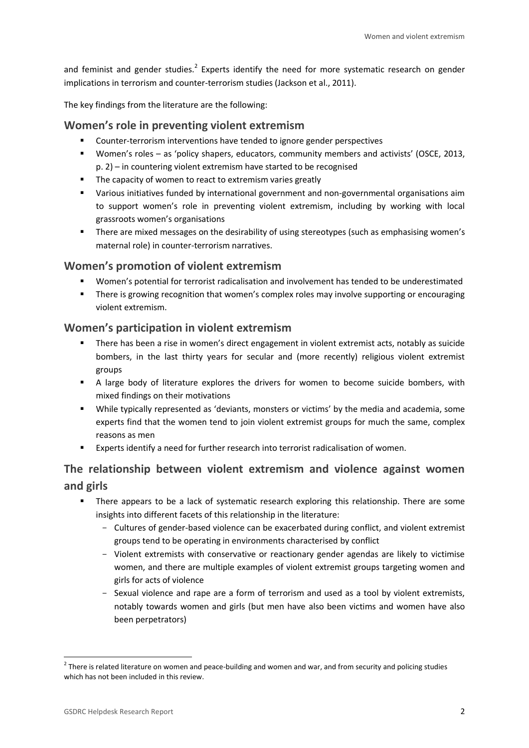and feminist and gender studies.[2] Experts identify the need for more systematic research on gender implications in terrorism and counter-terrorism studies (Jackson et al., 2011).

The key findings from the literature are the following:

## Women's role in preventing violent extremism

- Counter-terrorism interventions have tended to ignore gender perspectives
- Women's roles – as 'policy shapers, educators, community members and activists' (OSCE, 2013, p. 2) – in countering violent extremism have started to be recognised
- The capacity of women to react to extremism varies greatly
- Various initiatives funded by international government and non-governmental organisations aim to support women's role in preventing violent extremism, including by working with local grassroots women's organisations
- There are mixed messages on the desirability of using stereotypes (such as emphasising women's maternal role) in counter-terrorism narratives.

## Women's promotion of violent extremism

- Women's potential for terrorist radicalisation and involvement has tended to be underestimated
- There is growing recognition that women's complex roles may involve supporting or encouraging violent extremism.

## Women's participation in violent extremism

- There has been a rise in women's direct engagement in violent extremist acts, notably as suicide bombers, in the last thirty years for secular and (more recently) religious violent extremist groups
- A large body of literature explores the drivers for women to become suicide bombers, with mixed findings on their motivations
- While typically represented as 'deviants, monsters or victims' by the media and academia, some experts find that the women tend to join violent extremist groups for much the same, complex reasons as men
- Experts identify a need for further research into terrorist radicalisation of women.

## The relationship between violent extremism and violence against women and girls

- There appears to be a lack of systematic research exploring this relationship. There are some insights into different facets of this relationship in the literature:
  - Cultures of gender-based violence can be exacerbated during conflict, and violent extremist groups tend to be operating in environments characterised by conflict
  - Violent extremists with conservative or reactionary gender agendas are likely to victimise women, and there are multiple examples of violent extremist groups targeting women and girls for acts of violence
  - Sexual violence and rape are a form of terrorism and used as a tool by violent extremists, notably towards women and girls (but men have also been victims and women have also been perpetrators)

[2] There is related literature on women and peace-building and women and war, and from security and policing studies which has not been included in this review.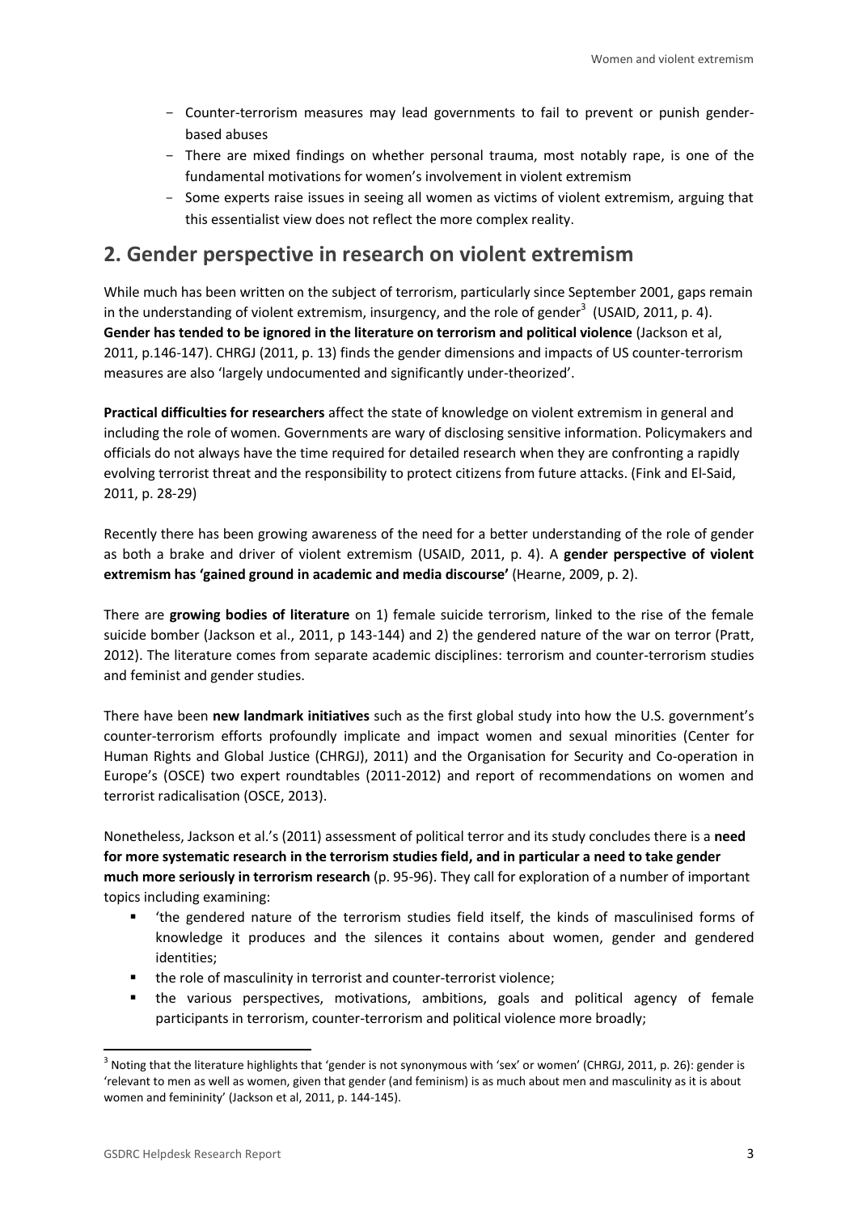- Counter-terrorism measures may lead governments to fail to prevent or punish gender-based abuses
- There are mixed findings on whether personal trauma, most notably rape, is one of the fundamental motivations for women's involvement in violent extremism
- Some experts raise issues in seeing all women as victims of violent extremism, arguing that this essentialist view does not reflect the more complex reality.

## 2. Gender perspective in research on violent extremism

While much has been written on the subject of terrorism, particularly since September 2001, gaps remain in the understanding of violent extremism, insurgency, and the role of gender[3] (USAID, 2011, p. 4). **Gender has tended to be ignored in the literature on terrorism and political violence** (Jackson et al, 2011, p.146-147). CHRGJ (2011, p. 13) finds the gender dimensions and impacts of US counter-terrorism measures are also 'largely undocumented and significantly under-theorized'.

**Practical difficulties for researchers** affect the state of knowledge on violent extremism in general and including the role of women. Governments are wary of disclosing sensitive information. Policymakers and officials do not always have the time required for detailed research when they are confronting a rapidly evolving terrorist threat and the responsibility to protect citizens from future attacks. (Fink and El-Said, 2011, p. 28-29)

Recently there has been growing awareness of the need for a better understanding of the role of gender as both a brake and driver of violent extremism (USAID, 2011, p. 4). A **gender perspective of violent extremism has 'gained ground in academic and media discourse'** (Hearne, 2009, p. 2).

There are **growing bodies of literature** on 1) female suicide terrorism, linked to the rise of the female suicide bomber (Jackson et al., 2011, p 143-144) and 2) the gendered nature of the war on terror (Pratt, 2012). The literature comes from separate academic disciplines: terrorism and counter-terrorism studies and feminist and gender studies.

There have been **new landmark initiatives** such as the first global study into how the U.S. government's counter-terrorism efforts profoundly implicate and impact women and sexual minorities (Center for Human Rights and Global Justice (CHRGJ), 2011) and the Organisation for Security and Co-operation in Europe's (OSCE) two expert roundtables (2011-2012) and report of recommendations on women and terrorist radicalisation (OSCE, 2013).

Nonetheless, Jackson et al.'s (2011) assessment of political terror and its study concludes there is a **need for more systematic research in the terrorism studies field, and in particular a need to take gender much more seriously in terrorism research** (p. 95-96). They call for exploration of a number of important topics including examining:

- 'the gendered nature of the terrorism studies field itself, the kinds of masculinised forms of knowledge it produces and the silences it contains about women, gender and gendered identities;
- the role of masculinity in terrorist and counter-terrorist violence;
- the various perspectives, motivations, ambitions, goals and political agency of female participants in terrorism, counter-terrorism and political violence more broadly;

[3] Noting that the literature highlights that 'gender is not synonymous with 'sex' or women' (CHRGJ, 2011, p. 26): gender is 'relevant to men as well as women, given that gender (and feminism) is as much about men and masculinity as it is about women and femininity' (Jackson et al, 2011, p. 144-145).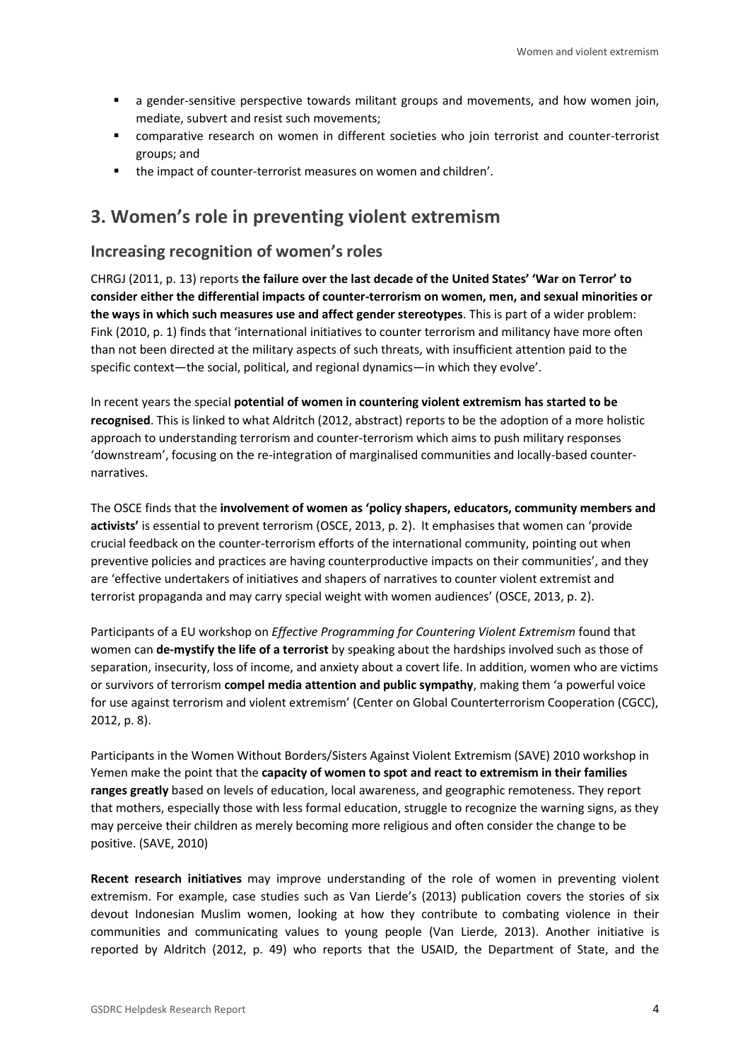- a gender-sensitive perspective towards militant groups and movements, and how women join, mediate, subvert and resist such movements;
- comparative research on women in different societies who join terrorist and counter-terrorist groups; and
- the impact of counter-terrorist measures on women and children'.

## 3. Women's role in preventing violent extremism

### Increasing recognition of women's roles

CHRGJ (2011, p. 13) reports **the failure over the last decade of the United States' 'War on Terror' to consider either the differential impacts of counter-terrorism on women, men, and sexual minorities or the ways in which such measures use and affect gender stereotypes**. This is part of a wider problem: Fink (2010, p. 1) finds that 'international initiatives to counter terrorism and militancy have more often than not been directed at the military aspects of such threats, with insufficient attention paid to the specific context—the social, political, and regional dynamics—in which they evolve'.

In recent years the special **potential of women in countering violent extremism has started to be recognised**. This is linked to what Aldritch (2012, abstract) reports to be the adoption of a more holistic approach to understanding terrorism and counter-terrorism which aims to push military responses 'downstream', focusing on the re-integration of marginalised communities and locally-based counter-narratives.

The OSCE finds that the **involvement of women as 'policy shapers, educators, community members and activists'** is essential to prevent terrorism (OSCE, 2013, p. 2). It emphasises that women can 'provide crucial feedback on the counter-terrorism efforts of the international community, pointing out when preventive policies and practices are having counterproductive impacts on their communities', and they are 'effective undertakers of initiatives and shapers of narratives to counter violent extremist and terrorist propaganda and may carry special weight with women audiences' (OSCE, 2013, p. 2).

Participants of a EU workshop on *Effective Programming for Countering Violent Extremism* found that women can **de-mystify the life of a terrorist** by speaking about the hardships involved such as those of separation, insecurity, loss of income, and anxiety about a covert life. In addition, women who are victims or survivors of terrorism **compel media attention and public sympathy**, making them 'a powerful voice for use against terrorism and violent extremism' (Center on Global Counterterrorism Cooperation (CGCC), 2012, p. 8).

Participants in the Women Without Borders/Sisters Against Violent Extremism (SAVE) 2010 workshop in Yemen make the point that the **capacity of women to spot and react to extremism in their families ranges greatly** based on levels of education, local awareness, and geographic remoteness. They report that mothers, especially those with less formal education, struggle to recognize the warning signs, as they may perceive their children as merely becoming more religious and often consider the change to be positive. (SAVE, 2010)

**Recent research initiatives** may improve understanding of the role of women in preventing violent extremism. For example, case studies such as Van Lierde's (2013) publication covers the stories of six devout Indonesian Muslim women, looking at how they contribute to combating violence in their communities and communicating values to young people (Van Lierde, 2013). Another initiative is reported by Aldritch (2012, p. 49) who reports that the USAID, the Department of State, and the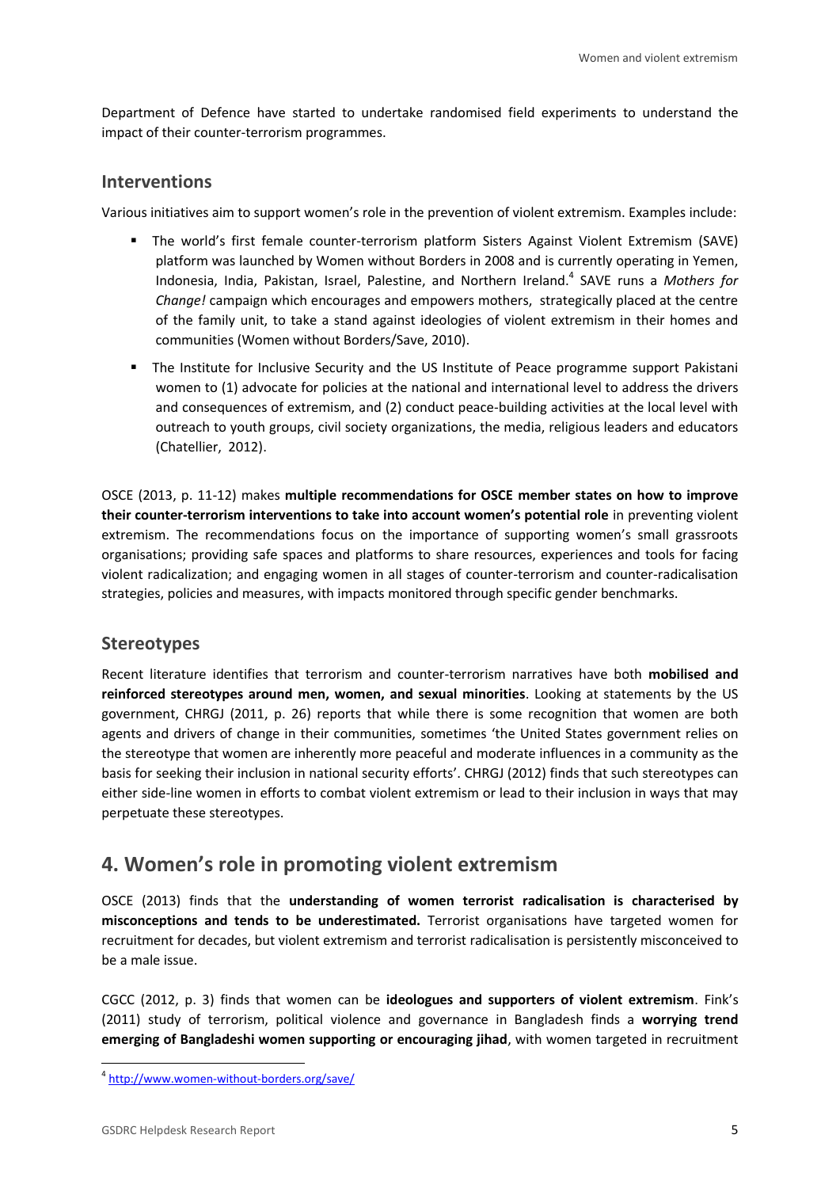Department of Defence have started to undertake randomised field experiments to understand the impact of their counter-terrorism programmes.

## Interventions

Various initiatives aim to support women's role in the prevention of violent extremism. Examples include:

- The world's first female counter-terrorism platform Sisters Against Violent Extremism (SAVE) platform was launched by Women without Borders in 2008 and is currently operating in Yemen, Indonesia, India, Pakistan, Israel, Palestine, and Northern Ireland.[4] SAVE runs a *Mothers for Change!* campaign which encourages and empowers mothers, strategically placed at the centre of the family unit, to take a stand against ideologies of violent extremism in their homes and communities (Women without Borders/Save, 2010).
- The Institute for Inclusive Security and the US Institute of Peace programme support Pakistani women to (1) advocate for policies at the national and international level to address the drivers and consequences of extremism, and (2) conduct peace-building activities at the local level with outreach to youth groups, civil society organizations, the media, religious leaders and educators (Chatellier, 2012).

OSCE (2013, p. 11-12) makes **multiple recommendations for OSCE member states on how to improve their counter-terrorism interventions to take into account women's potential role** in preventing violent extremism. The recommendations focus on the importance of supporting women's small grassroots organisations; providing safe spaces and platforms to share resources, experiences and tools for facing violent radicalization; and engaging women in all stages of counter-terrorism and counter-radicalisation strategies, policies and measures, with impacts monitored through specific gender benchmarks.

## Stereotypes

Recent literature identifies that terrorism and counter-terrorism narratives have both **mobilised and reinforced stereotypes around men, women, and sexual minorities**. Looking at statements by the US government, CHRGJ (2011, p. 26) reports that while there is some recognition that women are both agents and drivers of change in their communities, sometimes 'the United States government relies on the stereotype that women are inherently more peaceful and moderate influences in a community as the basis for seeking their inclusion in national security efforts'. CHRGJ (2012) finds that such stereotypes can either side-line women in efforts to combat violent extremism or lead to their inclusion in ways that may perpetuate these stereotypes.

# 4. Women's role in promoting violent extremism

OSCE (2013) finds that the **understanding of women terrorist radicalisation is characterised by misconceptions and tends to be underestimated.** Terrorist organisations have targeted women for recruitment for decades, but violent extremism and terrorist radicalisation is persistently misconceived to be a male issue.

CGCC (2012, p. 3) finds that women can be **ideologues and supporters of violent extremism**. Fink's (2011) study of terrorism, political violence and governance in Bangladesh finds a **worrying trend emerging of Bangladeshi women supporting or encouraging jihad**, with women targeted in recruitment

[4] http://www.women-without-borders.org/save/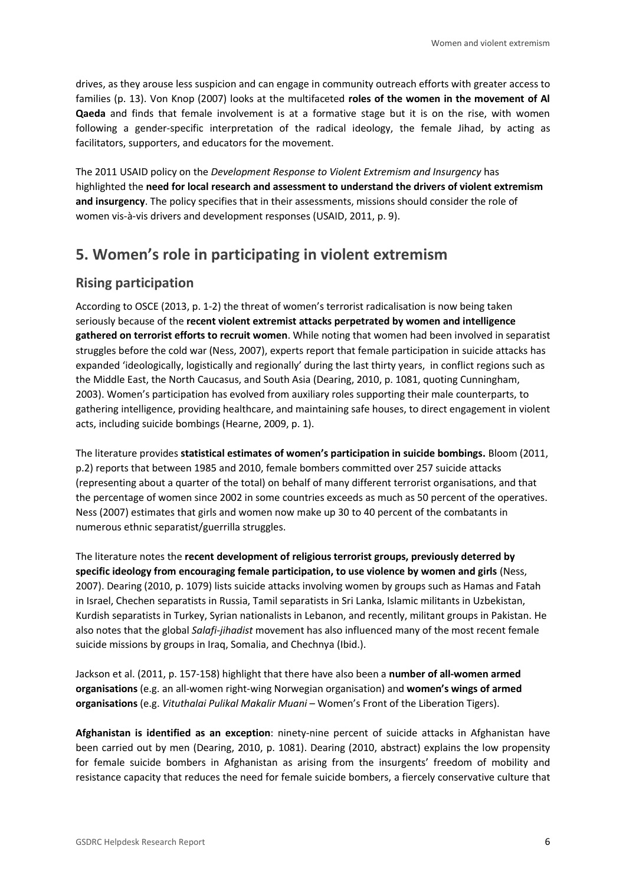drives, as they arouse less suspicion and can engage in community outreach efforts with greater access to families (p. 13). Von Knop (2007) looks at the multifaceted **roles of the women in the movement of Al Qaeda** and finds that female involvement is at a formative stage but it is on the rise, with women following a gender-specific interpretation of the radical ideology, the female Jihad, by acting as facilitators, supporters, and educators for the movement.

The 2011 USAID policy on the *Development Response to Violent Extremism and Insurgency* has highlighted the **need for local research and assessment to understand the drivers of violent extremism and insurgency**. The policy specifies that in their assessments, missions should consider the role of women vis-à-vis drivers and development responses (USAID, 2011, p. 9).

# 5. Women's role in participating in violent extremism

## Rising participation

According to OSCE (2013, p. 1-2) the threat of women's terrorist radicalisation is now being taken seriously because of the **recent violent extremist attacks perpetrated by women and intelligence gathered on terrorist efforts to recruit women**. While noting that women had been involved in separatist struggles before the cold war (Ness, 2007), experts report that female participation in suicide attacks has expanded 'ideologically, logistically and regionally' during the last thirty years, in conflict regions such as the Middle East, the North Caucasus, and South Asia (Dearing, 2010, p. 1081, quoting Cunningham, 2003). Women's participation has evolved from auxiliary roles supporting their male counterparts, to gathering intelligence, providing healthcare, and maintaining safe houses, to direct engagement in violent acts, including suicide bombings (Hearne, 2009, p. 1).

The literature provides **statistical estimates of women's participation in suicide bombings.** Bloom (2011, p.2) reports that between 1985 and 2010, female bombers committed over 257 suicide attacks (representing about a quarter of the total) on behalf of many different terrorist organisations, and that the percentage of women since 2002 in some countries exceeds as much as 50 percent of the operatives. Ness (2007) estimates that girls and women now make up 30 to 40 percent of the combatants in numerous ethnic separatist/guerrilla struggles.

The literature notes the **recent development of religious terrorist groups, previously deterred by specific ideology from encouraging female participation, to use violence by women and girls** (Ness, 2007). Dearing (2010, p. 1079) lists suicide attacks involving women by groups such as Hamas and Fatah in Israel, Chechen separatists in Russia, Tamil separatists in Sri Lanka, Islamic militants in Uzbekistan, Kurdish separatists in Turkey, Syrian nationalists in Lebanon, and recently, militant groups in Pakistan. He also notes that the global *Salafi-jihadist* movement has also influenced many of the most recent female suicide missions by groups in Iraq, Somalia, and Chechnya (Ibid.).

Jackson et al. (2011, p. 157-158) highlight that there have also been a **number of all-women armed organisations** (e.g. an all-women right-wing Norwegian organisation) and **women's wings of armed organisations** (e.g. *Vituthalai Pulikal Makalir Muani* – Women's Front of the Liberation Tigers).

**Afghanistan is identified as an exception**: ninety-nine percent of suicide attacks in Afghanistan have been carried out by men (Dearing, 2010, p. 1081). Dearing (2010, abstract) explains the low propensity for female suicide bombers in Afghanistan as arising from the insurgents' freedom of mobility and resistance capacity that reduces the need for female suicide bombers, a fiercely conservative culture that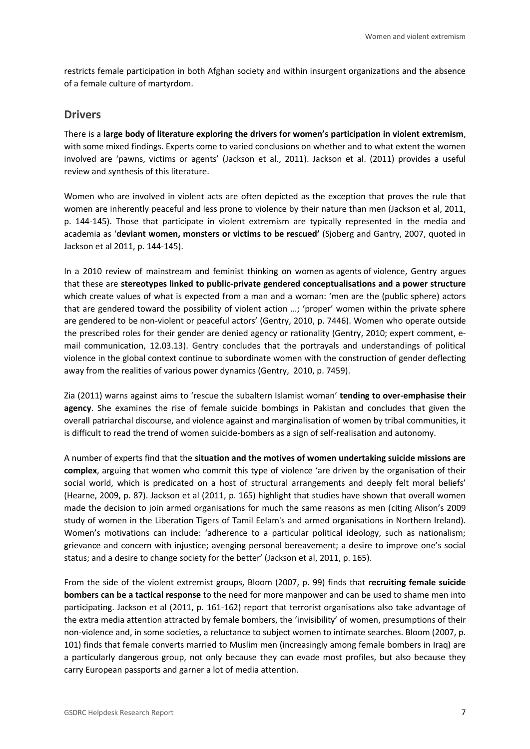restricts female participation in both Afghan society and within insurgent organizations and the absence of a female culture of martyrdom.

## Drivers

There is a **large body of literature exploring the drivers for women's participation in violent extremism**, with some mixed findings. Experts come to varied conclusions on whether and to what extent the women involved are 'pawns, victims or agents' (Jackson et al., 2011). Jackson et al. (2011) provides a useful review and synthesis of this literature.

Women who are involved in violent acts are often depicted as the exception that proves the rule that women are inherently peaceful and less prone to violence by their nature than men (Jackson et al, 2011, p. 144-145). Those that participate in violent extremism are typically represented in the media and academia as '**deviant women, monsters or victims to be rescued'** (Sjoberg and Gantry, 2007, quoted in Jackson et al 2011, p. 144-145).

In a 2010 review of mainstream and feminist thinking on women as agents of violence, Gentry argues that these are **stereotypes linked to public-private gendered conceptualisations and a power structure** which create values of what is expected from a man and a woman: 'men are the (public sphere) actors that are gendered toward the possibility of violent action …; 'proper' women within the private sphere are gendered to be non-violent or peaceful actors' (Gentry, 2010, p. 7446). Women who operate outside the prescribed roles for their gender are denied agency or rationality (Gentry, 2010; expert comment, e-mail communication, 12.03.13). Gentry concludes that the portrayals and understandings of political violence in the global context continue to subordinate women with the construction of gender deflecting away from the realities of various power dynamics (Gentry, 2010, p. 7459).

Zia (2011) warns against aims to 'rescue the subaltern Islamist woman' **tending to over-emphasise their agency**. She examines the rise of female suicide bombings in Pakistan and concludes that given the overall patriarchal discourse, and violence against and marginalisation of women by tribal communities, it is difficult to read the trend of women suicide-bombers as a sign of self-realisation and autonomy.

A number of experts find that the **situation and the motives of women undertaking suicide missions are complex**, arguing that women who commit this type of violence 'are driven by the organisation of their social world, which is predicated on a host of structural arrangements and deeply felt moral beliefs' (Hearne, 2009, p. 87). Jackson et al (2011, p. 165) highlight that studies have shown that overall women made the decision to join armed organisations for much the same reasons as men (citing Alison's 2009 study of women in the Liberation Tigers of Tamil Eelam's and armed organisations in Northern Ireland). Women's motivations can include: 'adherence to a particular political ideology, such as nationalism; grievance and concern with injustice; avenging personal bereavement; a desire to improve one's social status; and a desire to change society for the better' (Jackson et al, 2011, p. 165).

From the side of the violent extremist groups, Bloom (2007, p. 99) finds that **recruiting female suicide bombers can be a tactical response** to the need for more manpower and can be used to shame men into participating. Jackson et al (2011, p. 161-162) report that terrorist organisations also take advantage of the extra media attention attracted by female bombers, the 'invisibility' of women, presumptions of their non-violence and, in some societies, a reluctance to subject women to intimate searches. Bloom (2007, p. 101) finds that female converts married to Muslim men (increasingly among female bombers in Iraq) are a particularly dangerous group, not only because they can evade most profiles, but also because they carry European passports and garner a lot of media attention.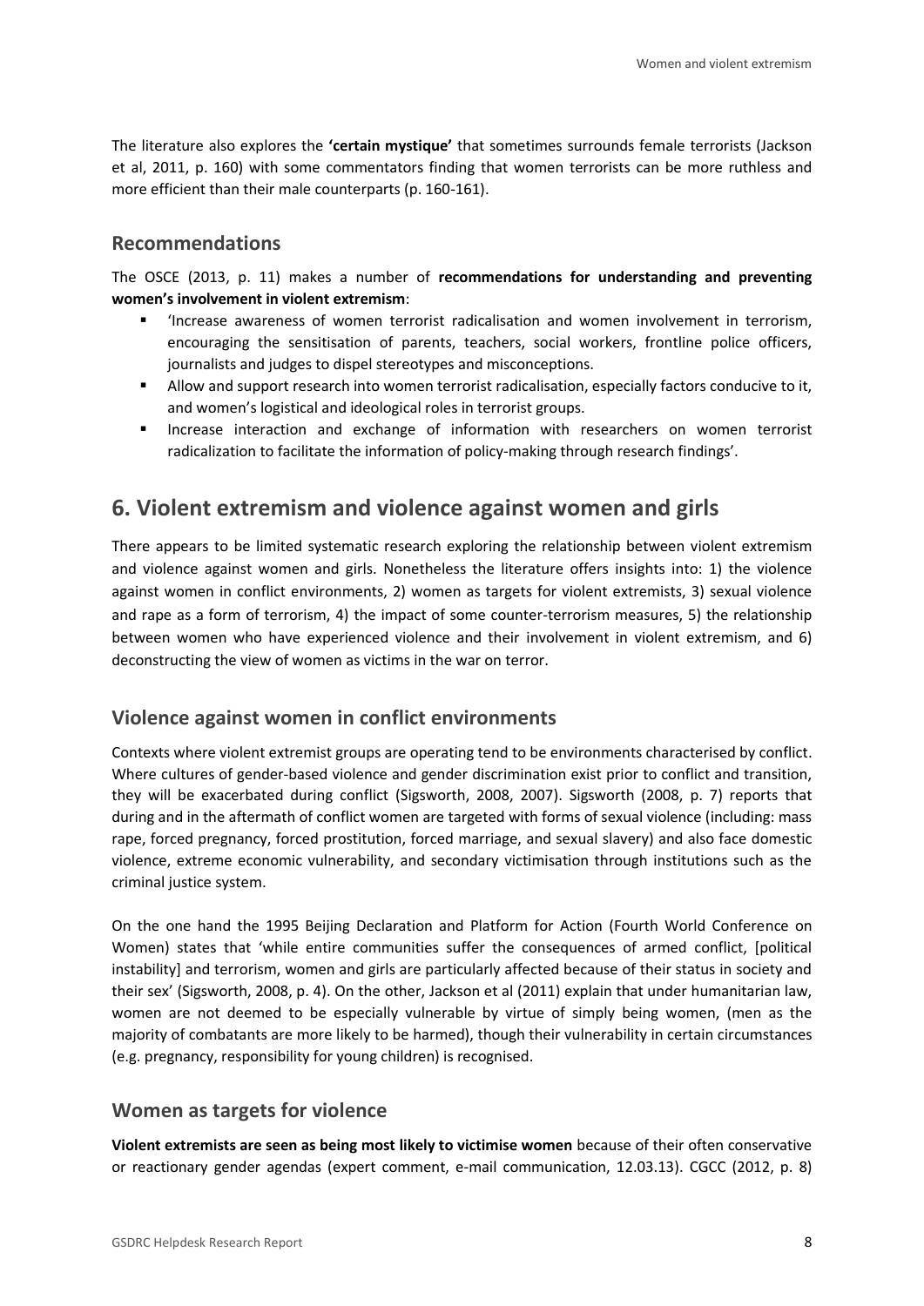The literature also explores the **'certain mystique'** that sometimes surrounds female terrorists (Jackson et al, 2011, p. 160) with some commentators finding that women terrorists can be more ruthless and more efficient than their male counterparts (p. 160-161).

### Recommendations

The OSCE (2013, p. 11) makes a number of **recommendations for understanding and preventing women's involvement in violent extremism**:

- 'Increase awareness of women terrorist radicalisation and women involvement in terrorism, encouraging the sensitisation of parents, teachers, social workers, frontline police officers, journalists and judges to dispel stereotypes and misconceptions.
- Allow and support research into women terrorist radicalisation, especially factors conducive to it, and women's logistical and ideological roles in terrorist groups.
- Increase interaction and exchange of information with researchers on women terrorist radicalization to facilitate the information of policy-making through research findings'.

## 6. Violent extremism and violence against women and girls

There appears to be limited systematic research exploring the relationship between violent extremism and violence against women and girls. Nonetheless the literature offers insights into: 1) the violence against women in conflict environments, 2) women as targets for violent extremists, 3) sexual violence and rape as a form of terrorism, 4) the impact of some counter-terrorism measures, 5) the relationship between women who have experienced violence and their involvement in violent extremism, and 6) deconstructing the view of women as victims in the war on terror.

### Violence against women in conflict environments

Contexts where violent extremist groups are operating tend to be environments characterised by conflict. Where cultures of gender-based violence and gender discrimination exist prior to conflict and transition, they will be exacerbated during conflict (Sigsworth, 2008, 2007). Sigsworth (2008, p. 7) reports that during and in the aftermath of conflict women are targeted with forms of sexual violence (including: mass rape, forced pregnancy, forced prostitution, forced marriage, and sexual slavery) and also face domestic violence, extreme economic vulnerability, and secondary victimisation through institutions such as the criminal justice system.

On the one hand the 1995 Beijing Declaration and Platform for Action (Fourth World Conference on Women) states that 'while entire communities suffer the consequences of armed conflict, [political instability] and terrorism, women and girls are particularly affected because of their status in society and their sex' (Sigsworth, 2008, p. 4). On the other, Jackson et al (2011) explain that under humanitarian law, women are not deemed to be especially vulnerable by virtue of simply being women, (men as the majority of combatants are more likely to be harmed), though their vulnerability in certain circumstances (e.g. pregnancy, responsibility for young children) is recognised.

### Women as targets for violence

**Violent extremists are seen as being most likely to victimise women** because of their often conservative or reactionary gender agendas (expert comment, e-mail communication, 12.03.13). CGCC (2012, p. 8)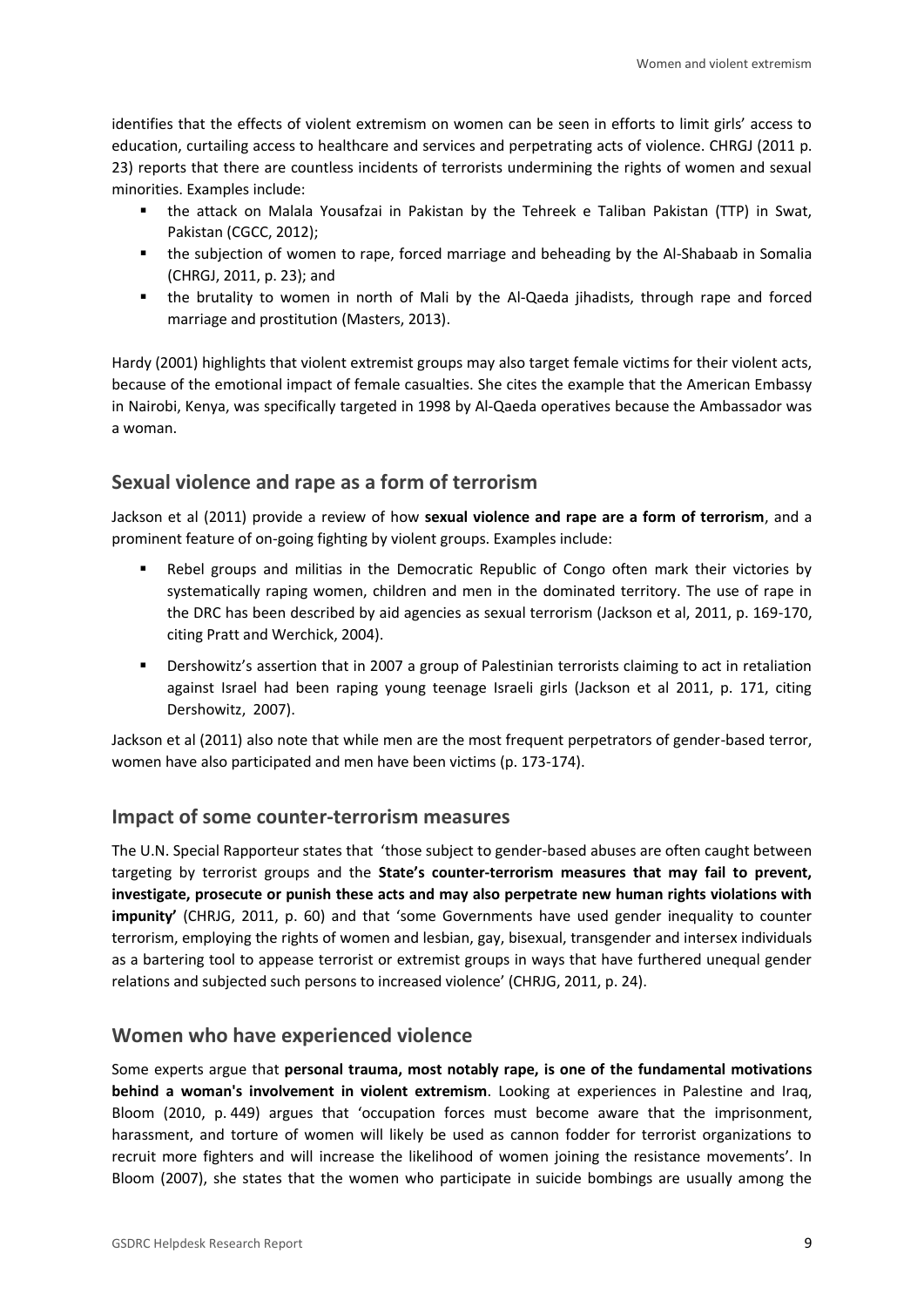identifies that the effects of violent extremism on women can be seen in efforts to limit girls' access to education, curtailing access to healthcare and services and perpetrating acts of violence. CHRGJ (2011 p. 23) reports that there are countless incidents of terrorists undermining the rights of women and sexual minorities. Examples include:

- the attack on Malala Yousafzai in Pakistan by the Tehreek e Taliban Pakistan (TTP) in Swat, Pakistan (CGCC, 2012);
- the subjection of women to rape, forced marriage and beheading by the Al-Shabaab in Somalia (CHRGJ, 2011, p. 23); and
- the brutality to women in north of Mali by the Al-Qaeda jihadists, through rape and forced marriage and prostitution (Masters, 2013).

Hardy (2001) highlights that violent extremist groups may also target female victims for their violent acts, because of the emotional impact of female casualties. She cites the example that the American Embassy in Nairobi, Kenya, was specifically targeted in 1998 by Al-Qaeda operatives because the Ambassador was a woman.

## Sexual violence and rape as a form of terrorism

Jackson et al (2011) provide a review of how **sexual violence and rape are a form of terrorism**, and a prominent feature of on-going fighting by violent groups. Examples include:

- Rebel groups and militias in the Democratic Republic of Congo often mark their victories by systematically raping women, children and men in the dominated territory. The use of rape in the DRC has been described by aid agencies as sexual terrorism (Jackson et al, 2011, p. 169-170, citing Pratt and Werchick, 2004).
- Dershowitz's assertion that in 2007 a group of Palestinian terrorists claiming to act in retaliation against Israel had been raping young teenage Israeli girls (Jackson et al 2011, p. 171, citing Dershowitz, 2007).

Jackson et al (2011) also note that while men are the most frequent perpetrators of gender-based terror, women have also participated and men have been victims (p. 173-174).

## Impact of some counter-terrorism measures

The U.N. Special Rapporteur states that 'those subject to gender-based abuses are often caught between targeting by terrorist groups and the **State's counter-terrorism measures that may fail to prevent, investigate, prosecute or punish these acts and may also perpetrate new human rights violations with impunity'** (CHRJG, 2011, p. 60) and that 'some Governments have used gender inequality to counter terrorism, employing the rights of women and lesbian, gay, bisexual, transgender and intersex individuals as a bartering tool to appease terrorist or extremist groups in ways that have furthered unequal gender relations and subjected such persons to increased violence' (CHRJG, 2011, p. 24).

## Women who have experienced violence

Some experts argue that **personal trauma, most notably rape, is one of the fundamental motivations behind a woman's involvement in violent extremism**. Looking at experiences in Palestine and Iraq, Bloom (2010, p. 449) argues that 'occupation forces must become aware that the imprisonment, harassment, and torture of women will likely be used as cannon fodder for terrorist organizations to recruit more fighters and will increase the likelihood of women joining the resistance movements'. In Bloom (2007), she states that the women who participate in suicide bombings are usually among the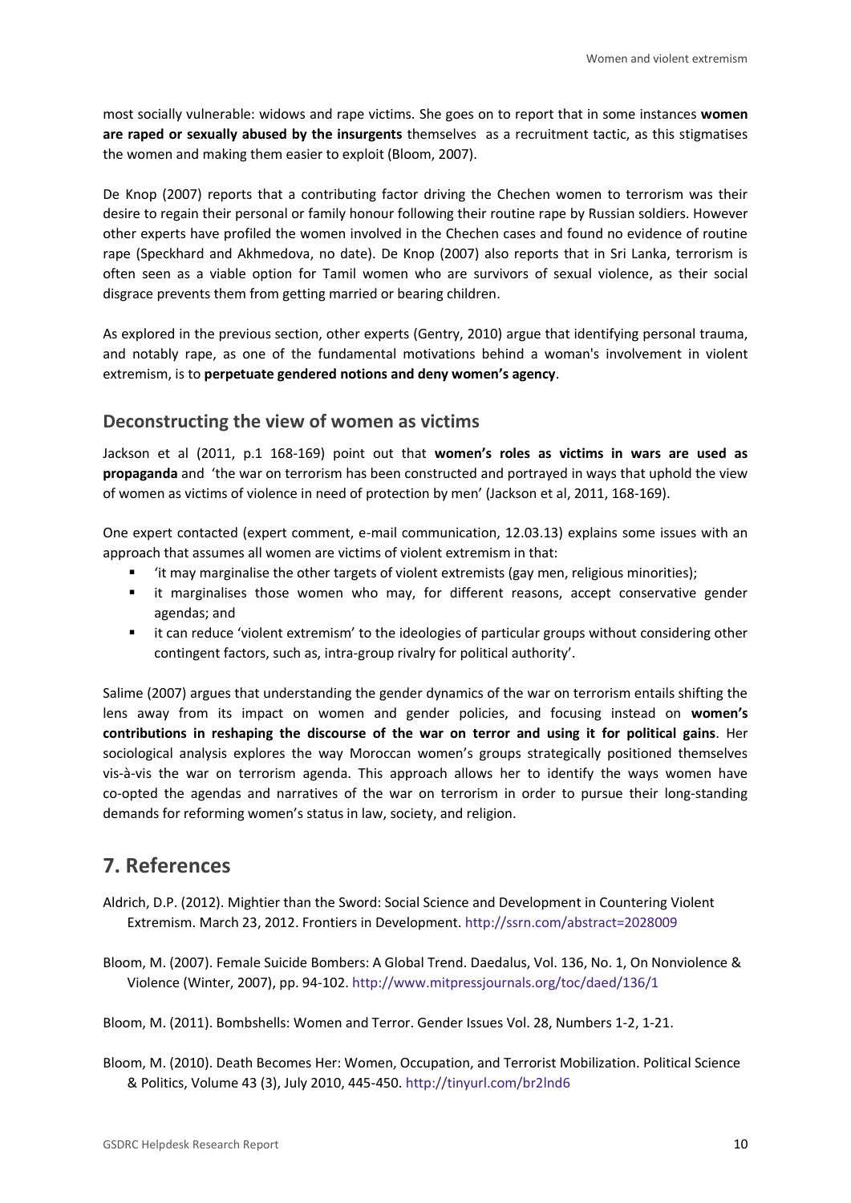most socially vulnerable: widows and rape victims. She goes on to report that in some instances **women are raped or sexually abused by the insurgents** themselves as a recruitment tactic, as this stigmatises the women and making them easier to exploit (Bloom, 2007).

De Knop (2007) reports that a contributing factor driving the Chechen women to terrorism was their desire to regain their personal or family honour following their routine rape by Russian soldiers. However other experts have profiled the women involved in the Chechen cases and found no evidence of routine rape (Speckhard and Akhmedova, no date). De Knop (2007) also reports that in Sri Lanka, terrorism is often seen as a viable option for Tamil women who are survivors of sexual violence, as their social disgrace prevents them from getting married or bearing children.

As explored in the previous section, other experts (Gentry, 2010) argue that identifying personal trauma, and notably rape, as one of the fundamental motivations behind a woman's involvement in violent extremism, is to **perpetuate gendered notions and deny women's agency**.

### Deconstructing the view of women as victims

Jackson et al (2011, p.1 168-169) point out that **women's roles as victims in wars are used as propaganda** and 'the war on terrorism has been constructed and portrayed in ways that uphold the view of women as victims of violence in need of protection by men' (Jackson et al, 2011, 168-169).

One expert contacted (expert comment, e-mail communication, 12.03.13) explains some issues with an approach that assumes all women are victims of violent extremism in that:

- 'it may marginalise the other targets of violent extremists (gay men, religious minorities);
- it marginalises those women who may, for different reasons, accept conservative gender agendas; and
- it can reduce 'violent extremism' to the ideologies of particular groups without considering other contingent factors, such as, intra-group rivalry for political authority'.

Salime (2007) argues that understanding the gender dynamics of the war on terrorism entails shifting the lens away from its impact on women and gender policies, and focusing instead on **women's contributions in reshaping the discourse of the war on terror and using it for political gains**. Her sociological analysis explores the way Moroccan women's groups strategically positioned themselves vis-à-vis the war on terrorism agenda. This approach allows her to identify the ways women have co-opted the agendas and narratives of the war on terrorism in order to pursue their long-standing demands for reforming women's status in law, society, and religion.

## 7. References

Aldrich, D.P. (2012). Mightier than the Sword: Social Science and Development in Countering Violent Extremism. March 23, 2012. Frontiers in Development. http://ssrn.com/abstract=2028009

Bloom, M. (2007). Female Suicide Bombers: A Global Trend. Daedalus, Vol. 136, No. 1, On Nonviolence & Violence (Winter, 2007), pp. 94-102. http://www.mitpressjournals.org/toc/daed/136/1

Bloom, M. (2011). Bombshells: Women and Terror. Gender Issues Vol. 28, Numbers 1-2, 1-21.

Bloom, M. (2010). Death Becomes Her: Women, Occupation, and Terrorist Mobilization. Political Science & Politics, Volume 43 (3), July 2010, 445-450. http://tinyurl.com/br2lnd6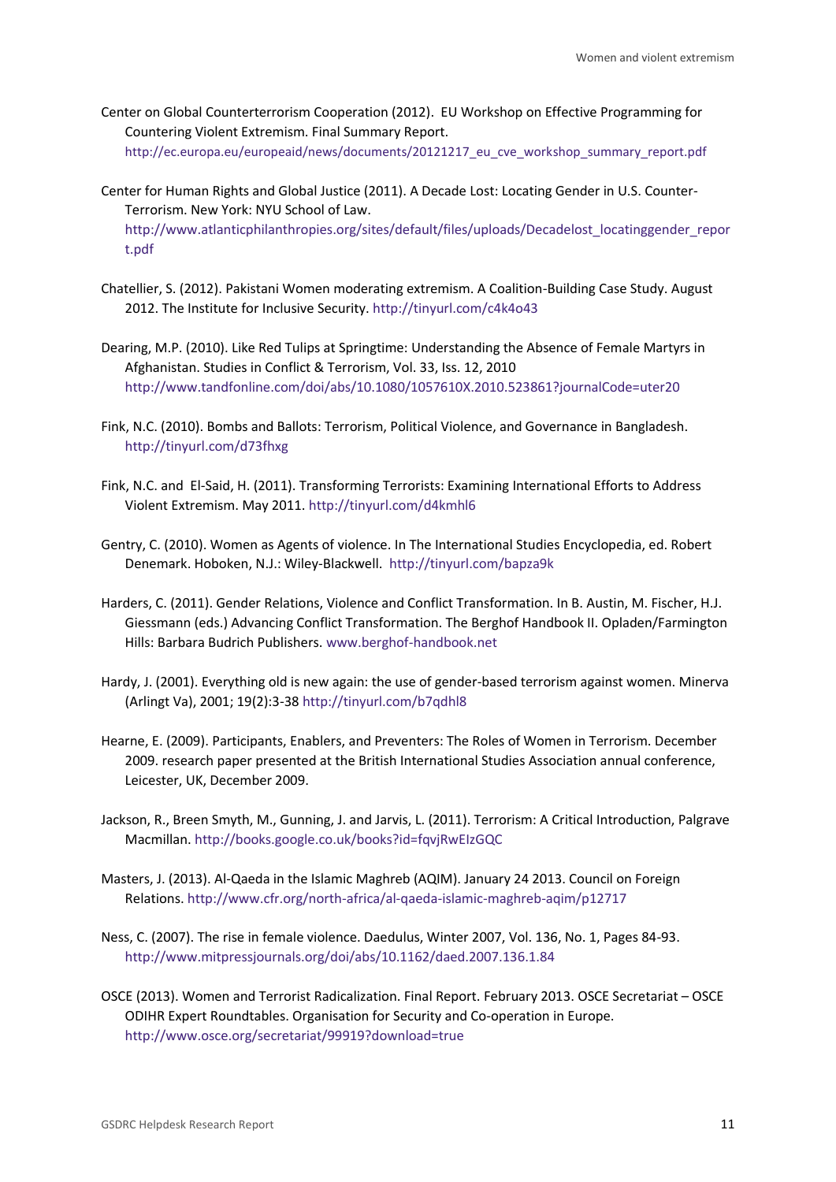Center on Global Counterterrorism Cooperation (2012). EU Workshop on Effective Programming for Countering Violent Extremism. Final Summary Report. http://ec.europa.eu/europeaid/news/documents/20121217_eu_cve_workshop_summary_report.pdf

Center for Human Rights and Global Justice (2011). A Decade Lost: Locating Gender in U.S. Counter-Terrorism. New York: NYU School of Law. http://www.atlanticphilanthropies.org/sites/default/files/uploads/Decadelost_locatinggender_report.pdf

Chatellier, S. (2012). Pakistani Women moderating extremism. A Coalition-Building Case Study. August 2012. The Institute for Inclusive Security. http://tinyurl.com/c4k4o43

Dearing, M.P. (2010). Like Red Tulips at Springtime: Understanding the Absence of Female Martyrs in Afghanistan. Studies in Conflict & Terrorism, Vol. 33, Iss. 12, 2010 http://www.tandfonline.com/doi/abs/10.1080/1057610X.2010.523861?journalCode=uter20

Fink, N.C. (2010). Bombs and Ballots: Terrorism, Political Violence, and Governance in Bangladesh. http://tinyurl.com/d73fhxg

Fink, N.C. and El-Said, H. (2011). Transforming Terrorists: Examining International Efforts to Address Violent Extremism. May 2011. http://tinyurl.com/d4kmhl6

Gentry, C. (2010). Women as Agents of violence. In The International Studies Encyclopedia, ed. Robert Denemark. Hoboken, N.J.: Wiley-Blackwell. http://tinyurl.com/bapza9k

Harders, C. (2011). Gender Relations, Violence and Conflict Transformation. In B. Austin, M. Fischer, H.J. Giessmann (eds.) Advancing Conflict Transformation. The Berghof Handbook II. Opladen/Farmington Hills: Barbara Budrich Publishers. www.berghof-handbook.net

Hardy, J. (2001). Everything old is new again: the use of gender-based terrorism against women. Minerva (Arlingt Va), 2001; 19(2):3-38 http://tinyurl.com/b7qdhl8

Hearne, E. (2009). Participants, Enablers, and Preventers: The Roles of Women in Terrorism. December 2009. research paper presented at the British International Studies Association annual conference, Leicester, UK, December 2009.

Jackson, R., Breen Smyth, M., Gunning, J. and Jarvis, L. (2011). Terrorism: A Critical Introduction, Palgrave Macmillan. http://books.google.co.uk/books?id=fqvjRwEIzGQC

Masters, J. (2013). Al-Qaeda in the Islamic Maghreb (AQIM). January 24 2013. Council on Foreign Relations. http://www.cfr.org/north-africa/al-qaeda-islamic-maghreb-aqim/p12717

Ness, C. (2007). The rise in female violence. Daedulus, Winter 2007, Vol. 136, No. 1, Pages 84-93. http://www.mitpressjournals.org/doi/abs/10.1162/daed.2007.136.1.84

OSCE (2013). Women and Terrorist Radicalization. Final Report. February 2013. OSCE Secretariat – OSCE ODIHR Expert Roundtables. Organisation for Security and Co-operation in Europe. http://www.osce.org/secretariat/99919?download=true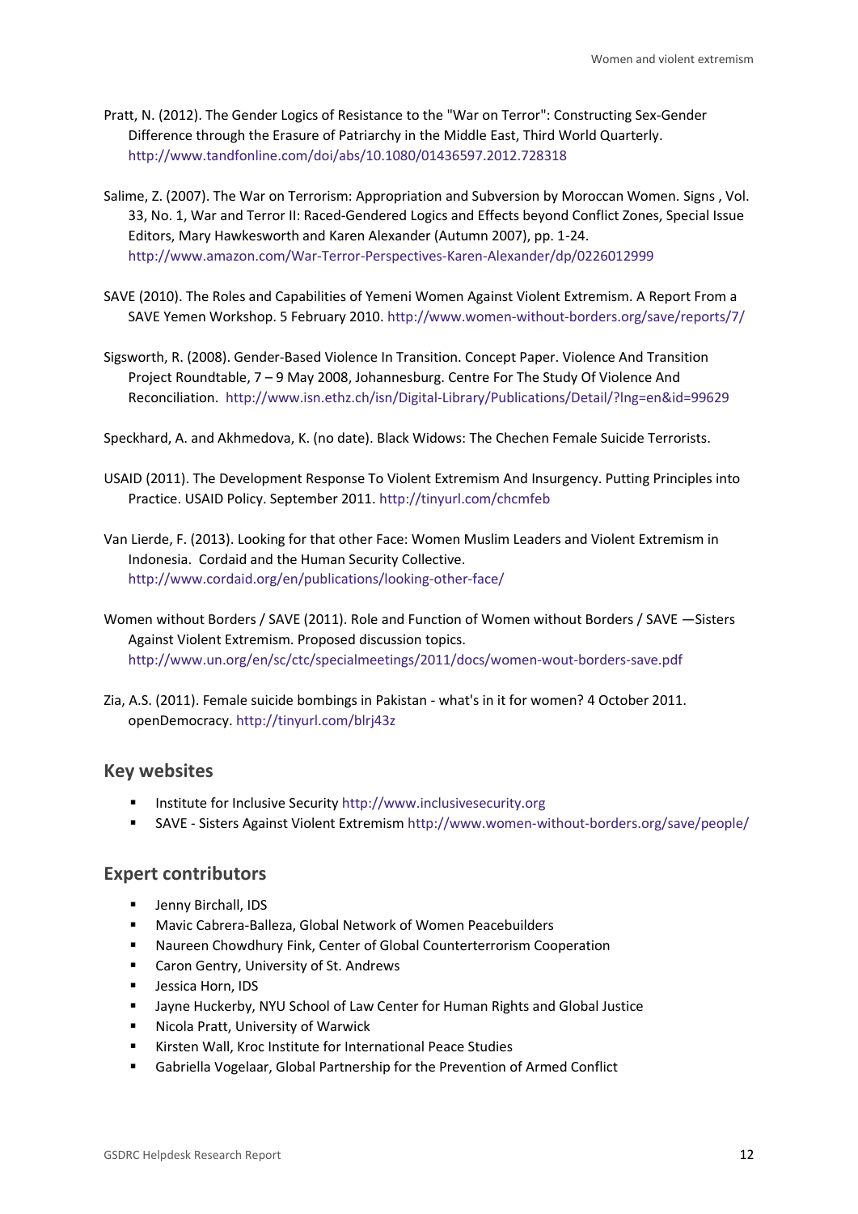Pratt, N. (2012). The Gender Logics of Resistance to the "War on Terror": Constructing Sex-Gender Difference through the Erasure of Patriarchy in the Middle East, Third World Quarterly. http://www.tandfonline.com/doi/abs/10.1080/01436597.2012.728318

Salime, Z. (2007). The War on Terrorism: Appropriation and Subversion by Moroccan Women. Signs , Vol. 33, No. 1, War and Terror II: Raced-Gendered Logics and Effects beyond Conflict Zones, Special Issue Editors, Mary Hawkesworth and Karen Alexander (Autumn 2007), pp. 1-24. http://www.amazon.com/War-Terror-Perspectives-Karen-Alexander/dp/0226012999

SAVE (2010). The Roles and Capabilities of Yemeni Women Against Violent Extremism. A Report From a SAVE Yemen Workshop. 5 February 2010. http://www.women-without-borders.org/save/reports/7/

Sigsworth, R. (2008). Gender-Based Violence In Transition. Concept Paper. Violence And Transition Project Roundtable, 7 – 9 May 2008, Johannesburg. Centre For The Study Of Violence And Reconciliation. http://www.isn.ethz.ch/isn/Digital-Library/Publications/Detail/?lng=en&id=99629

Speckhard, A. and Akhmedova, K. (no date). Black Widows: The Chechen Female Suicide Terrorists.

USAID (2011). The Development Response To Violent Extremism And Insurgency. Putting Principles into Practice. USAID Policy. September 2011. http://tinyurl.com/chcmfeb

Van Lierde, F. (2013). Looking for that other Face: Women Muslim Leaders and Violent Extremism in Indonesia. Cordaid and the Human Security Collective. http://www.cordaid.org/en/publications/looking-other-face/

Women without Borders / SAVE (2011). Role and Function of Women without Borders / SAVE —Sisters Against Violent Extremism. Proposed discussion topics. http://www.un.org/en/sc/ctc/specialmeetings/2011/docs/women-wout-borders-save.pdf

Zia, A.S. (2011). Female suicide bombings in Pakistan - what's in it for women? 4 October 2011. openDemocracy. http://tinyurl.com/blrj43z

## Key websites

- Institute for Inclusive Security http://www.inclusivesecurity.org
- SAVE - Sisters Against Violent Extremism http://www.women-without-borders.org/save/people/

## Expert contributors

- Jenny Birchall, IDS
- Mavic Cabrera-Balleza, Global Network of Women Peacebuilders
- Naureen Chowdhury Fink, Center of Global Counterterrorism Cooperation
- Caron Gentry, University of St. Andrews
- Jessica Horn, IDS
- Jayne Huckerby, NYU School of Law Center for Human Rights and Global Justice
- Nicola Pratt, University of Warwick
- Kirsten Wall, Kroc Institute for International Peace Studies
- Gabriella Vogelaar, Global Partnership for the Prevention of Armed Conflict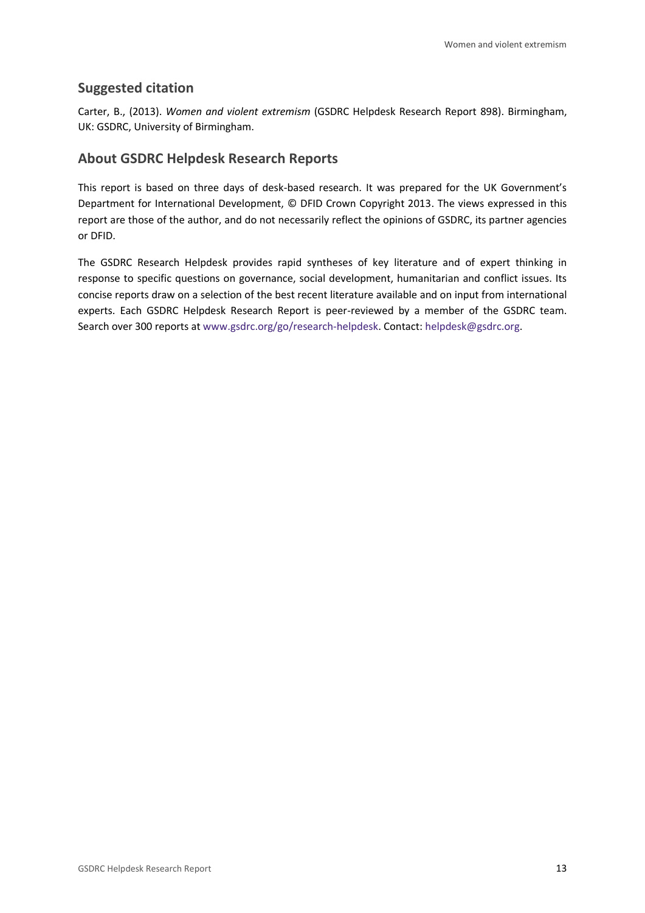## Suggested citation

Carter, B., (2013). *Women and violent extremism* (GSDRC Helpdesk Research Report 898). Birmingham, UK: GSDRC, University of Birmingham.

## About GSDRC Helpdesk Research Reports

This report is based on three days of desk-based research. It was prepared for the UK Government's Department for International Development, © DFID Crown Copyright 2013. The views expressed in this report are those of the author, and do not necessarily reflect the opinions of GSDRC, its partner agencies or DFID.

The GSDRC Research Helpdesk provides rapid syntheses of key literature and of expert thinking in response to specific questions on governance, social development, humanitarian and conflict issues. Its concise reports draw on a selection of the best recent literature available and on input from international experts. Each GSDRC Helpdesk Research Report is peer-reviewed by a member of the GSDRC team. Search over 300 reports at www.gsdrc.org/go/research-helpdesk. Contact: helpdesk@gsdrc.org.